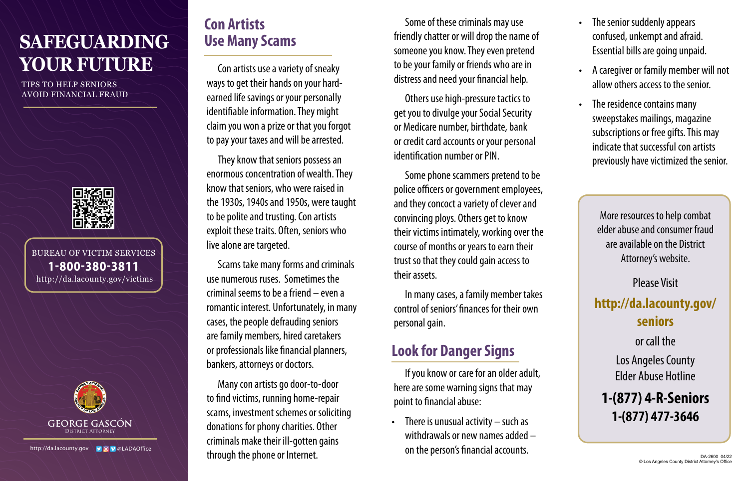# SAFEGUARDING YOUR FUTURE

TIPS TO HELP SENIORS AVOID FINANCIAL FRAUD

BUREAU OF VICTIM SERVICES
**1-800-380-3811**
http://da.lacounty.gov/victims

GEORGE GASCÓN
District Attorney

http://da.lacounty.gov @LADAOffice

## Con Artists Use Many Scams

Con artists use a variety of sneaky ways to get their hands on your hard-earned life savings or your personally identifiable information. They might claim you won a prize or that you forgot to pay your taxes and will be arrested.

They know that seniors possess an enormous concentration of wealth. They know that seniors, who were raised in the 1930s, 1940s and 1950s, were taught to be polite and trusting. Con artists exploit these traits. Often, seniors who live alone are targeted.

Scams take many forms and criminals use numerous ruses. Sometimes the criminal seems to be a friend – even a romantic interest. Unfortunately, in many cases, the people defrauding seniors are family members, hired caretakers or professionals like financial planners, bankers, attorneys or doctors.

Many con artists go door-to-door to find victims, running home-repair scams, investment schemes or soliciting donations for phony charities. Other criminals make their ill-gotten gains through the phone or Internet.

Some of these criminals may use friendly chatter or will drop the name of someone you know. They even pretend to be your family or friends who are in distress and need your financial help.

Others use high-pressure tactics to get you to divulge your Social Security or Medicare number, birthdate, bank or credit card accounts or your personal identification number or PIN.

Some phone scammers pretend to be police officers or government employees, and they concoct a variety of clever and convincing ploys. Others get to know their victims intimately, working over the course of months or years to earn their trust so that they could gain access to their assets.

In many cases, a family member takes control of seniors' finances for their own personal gain.

## Look for Danger Signs

If you know or care for an older adult, here are some warning signs that may point to financial abuse:

- There is unusual activity – such as withdrawals or new names added – on the person's financial accounts.
- The senior suddenly appears confused, unkempt and afraid. Essential bills are going unpaid.
- A caregiver or family member will not allow others access to the senior.
- The residence contains many sweepstakes mailings, magazine subscriptions or free gifts. This may indicate that successful con artists previously have victimized the senior.

More resources to help combat elder abuse and consumer fraud are available on the District Attorney's website.

Please Visit

**http://da.lacounty.gov/seniors**

or call the

Los Angeles County Elder Abuse Hotline

**1-(877) 4-R-Seniors**
**1-(877) 477-3646**

DA-2600 04/22
© Los Angeles County District Attorney's Office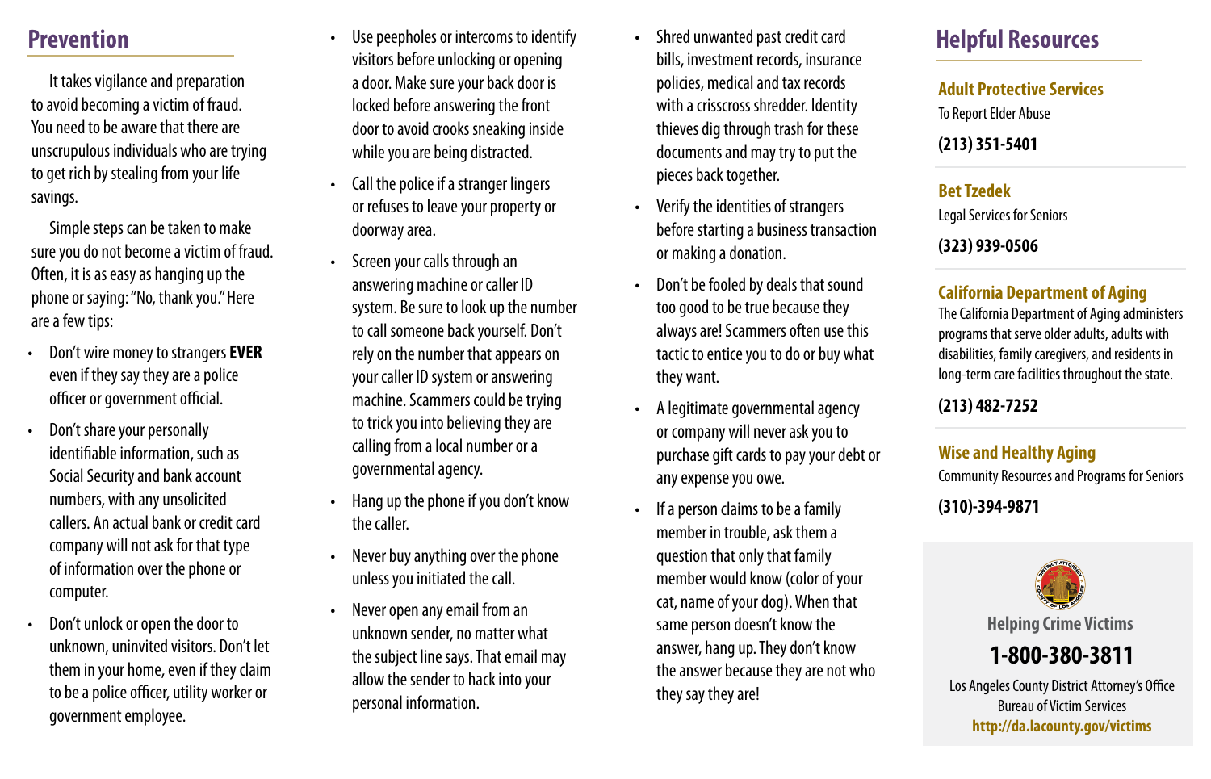## Prevention

It takes vigilance and preparation to avoid becoming a victim of fraud. You need to be aware that there are unscrupulous individuals who are trying to get rich by stealing from your life savings.

Simple steps can be taken to make sure you do not become a victim of fraud. Often, it is as easy as hanging up the phone or saying: "No, thank you." Here are a few tips:

- Don't wire money to strangers **EVER** even if they say they are a police officer or government official.
- Don't share your personally identifiable information, such as Social Security and bank account numbers, with any unsolicited callers. An actual bank or credit card company will not ask for that type of information over the phone or computer.
- Don't unlock or open the door to unknown, uninvited visitors. Don't let them in your home, even if they claim to be a police officer, utility worker or government employee.
- Use peepholes or intercoms to identify visitors before unlocking or opening a door. Make sure your back door is locked before answering the front door to avoid crooks sneaking inside while you are being distracted.
- Call the police if a stranger lingers or refuses to leave your property or doorway area.
- Screen your calls through an answering machine or caller ID system. Be sure to look up the number to call someone back yourself. Don't rely on the number that appears on your caller ID system or answering machine. Scammers could be trying to trick you into believing they are calling from a local number or a governmental agency.
- Hang up the phone if you don't know the caller.
- Never buy anything over the phone unless you initiated the call.
- Never open any email from an unknown sender, no matter what the subject line says. That email may allow the sender to hack into your personal information.
- Shred unwanted past credit card bills, investment records, insurance policies, medical and tax records with a crisscross shredder. Identity thieves dig through trash for these documents and may try to put the pieces back together.
- Verify the identities of strangers before starting a business transaction or making a donation.
- Don't be fooled by deals that sound too good to be true because they always are! Scammers often use this tactic to entice you to do or buy what they want.
- A legitimate governmental agency or company will never ask you to purchase gift cards to pay your debt or any expense you owe.
- If a person claims to be a family member in trouble, ask them a question that only that family member would know (color of your cat, name of your dog). When that same person doesn't know the answer, hang up. They don't know the answer because they are not who they say they are!

## Helpful Resources

### Adult Protective Services

To Report Elder Abuse

**(213) 351-5401**

### Bet Tzedek

Legal Services for Seniors

**(323) 939-0506**

### California Department of Aging

The California Department of Aging administers programs that serve older adults, adults with disabilities, family caregivers, and residents in long-term care facilities throughout the state.

**(213) 482-7252**

### Wise and Healthy Aging

Community Resources and Programs for Seniors

**(310)-394-9871**

**Helping Crime Victims**

**1-800-380-3811**

Los Angeles County District Attorney's Office
Bureau of Victim Services
**http://da.lacounty.gov/victims**